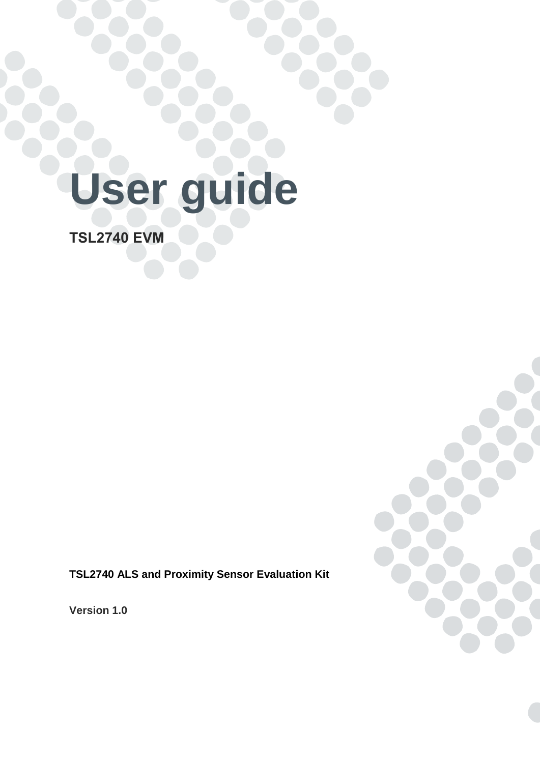# User guide

## TSL2740 EVM

**TSL2740 ALS and Proximity Sensor Evaluation Kit**

**Version 1.0**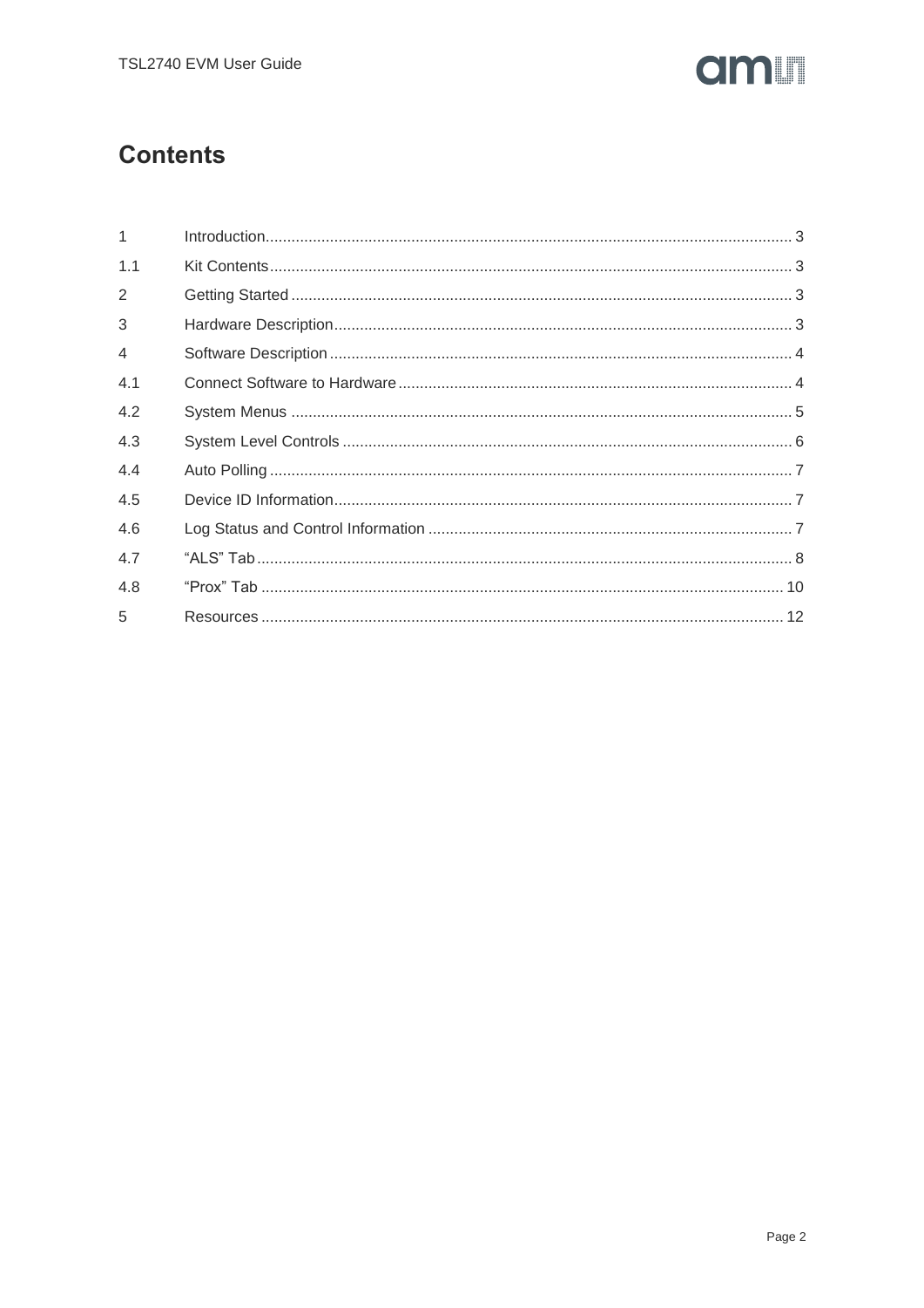# Contents

| | | |
|---|---|---|
| 1 | Introduction | 3 |
| 1.1 | Kit Contents | 3 |
| 2 | Getting Started | 3 |
| 3 | Hardware Description | 3 |
| 4 | Software Description | 4 |
| 4.1 | Connect Software to Hardware | 4 |
| 4.2 | System Menus | 5 |
| 4.3 | System Level Controls | 6 |
| 4.4 | Auto Polling | 7 |
| 4.5 | Device ID Information | 7 |
| 4.6 | Log Status and Control Information | 7 |
| 4.7 | “ALS” Tab | 8 |
| 4.8 | “Prox” Tab | 10 |
| 5 | Resources | 12 |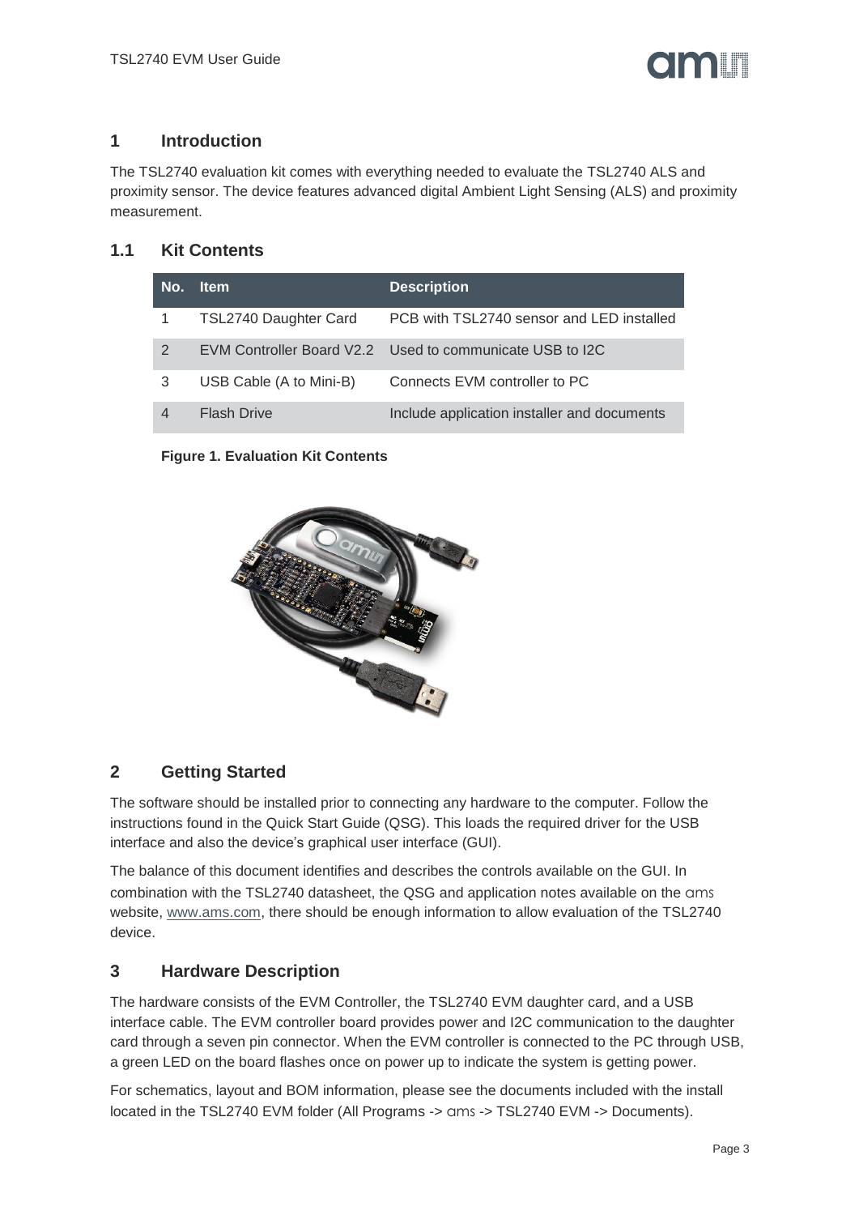## 1 Introduction

The TSL2740 evaluation kit comes with everything needed to evaluate the TSL2740 ALS and proximity sensor. The device features advanced digital Ambient Light Sensing (ALS) and proximity measurement.

### 1.1 Kit Contents

| No. | Item | Description |
|---|---|---|
| 1 | TSL2740 Daughter Card | PCB with TSL2740 sensor and LED installed |
| 2 | EVM Controller Board V2.2 | Used to communicate USB to I2C |
| 3 | USB Cable (A to Mini-B) | Connects EVM controller to PC |
| 4 | Flash Drive | Include application installer and documents |

**Figure 1. Evaluation Kit Contents**

## 2 Getting Started

The software should be installed prior to connecting any hardware to the computer. Follow the instructions found in the Quick Start Guide (QSG). This loads the required driver for the USB interface and also the device's graphical user interface (GUI).

The balance of this document identifies and describes the controls available on the GUI. In combination with the TSL2740 datasheet, the QSG and application notes available on the ams website, www.ams.com, there should be enough information to allow evaluation of the TSL2740 device.

## 3 Hardware Description

The hardware consists of the EVM Controller, the TSL2740 EVM daughter card, and a USB interface cable. The EVM controller board provides power and I2C communication to the daughter card through a seven pin connector. When the EVM controller is connected to the PC through USB, a green LED on the board flashes once on power up to indicate the system is getting power.

For schematics, layout and BOM information, please see the documents included with the install located in the TSL2740 EVM folder (All Programs -> ams -> TSL2740 EVM -> Documents).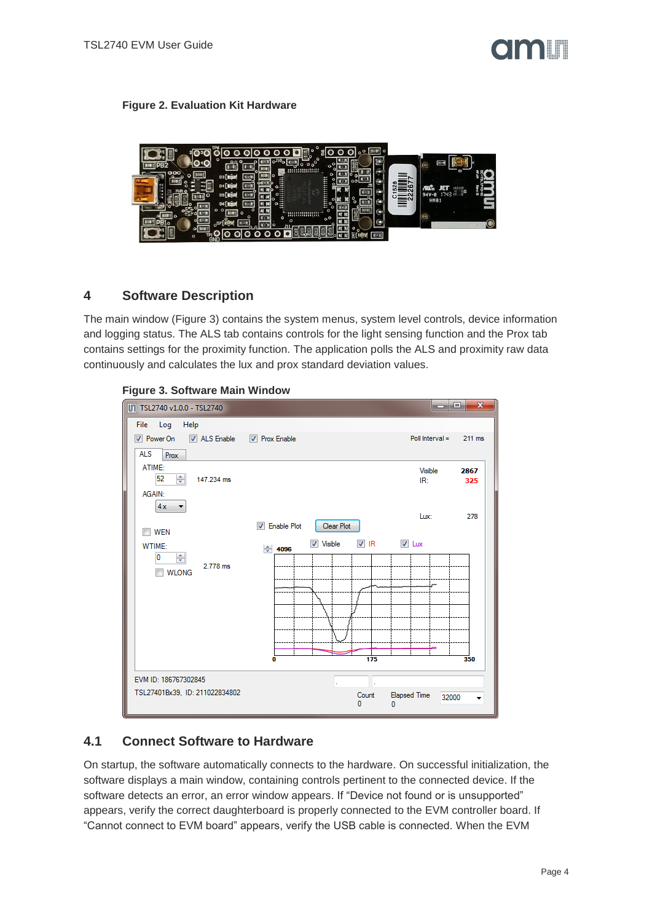**Figure 2. Evaluation Kit Hardware**

## 4 Software Description

The main window (Figure 3) contains the system menus, system level controls, device information and logging status. The ALS tab contains controls for the light sensing function and the Prox tab contains settings for the proximity function. The application polls the ALS and proximity raw data continuously and calculates the lux and prox standard deviation values.

**Figure 3. Software Main Window**

### 4.1 Connect Software to Hardware

On startup, the software automatically connects to the hardware. On successful initialization, the software displays a main window, containing controls pertinent to the connected device. If the software detects an error, an error window appears. If "Device not found or is unsupported" appears, verify the correct daughterboard is properly connected to the EVM controller board. If "Cannot connect to EVM board" appears, verify the USB cable is connected. When the EVM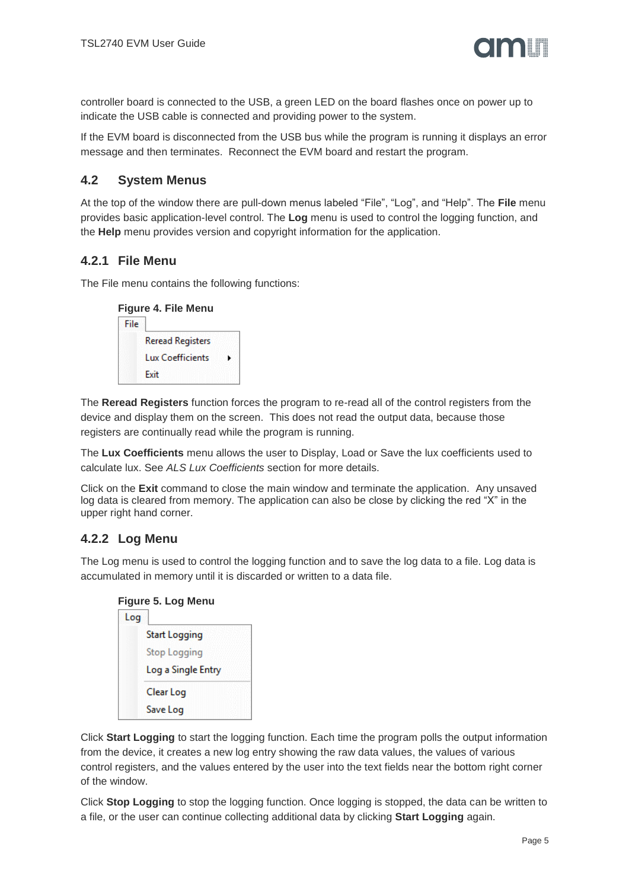controller board is connected to the USB, a green LED on the board flashes once on power up to indicate the USB cable is connected and providing power to the system.

If the EVM board is disconnected from the USB bus while the program is running it displays an error message and then terminates. Reconnect the EVM board and restart the program.

## 4.2 System Menus

At the top of the window there are pull-down menus labeled “File”, “Log”, and “Help”. The **File** menu provides basic application-level control. The **Log** menu is used to control the logging function, and the **Help** menu provides version and copyright information for the application.

### 4.2.1 File Menu

The File menu contains the following functions:

**Figure 4. File Menu**

File
- Reread Registers
- Lux Coefficients ▸
- Exit

The **Reread Registers** function forces the program to re-read all of the control registers from the device and display them on the screen. This does not read the output data, because those registers are continually read while the program is running.

The **Lux Coefficients** menu allows the user to Display, Load or Save the lux coefficients used to calculate lux. See *ALS Lux Coefficients* section for more details.

Click on the **Exit** command to close the main window and terminate the application. Any unsaved log data is cleared from memory. The application can also be close by clicking the red “X” in the upper right hand corner.

### 4.2.2 Log Menu

The Log menu is used to control the logging function and to save the log data to a file. Log data is accumulated in memory until it is discarded or written to a data file.

**Figure 5. Log Menu**

Log
- Start Logging
- Stop Logging
- Log a Single Entry
- Clear Log
- Save Log

Click **Start Logging** to start the logging function. Each time the program polls the output information from the device, it creates a new log entry showing the raw data values, the values of various control registers, and the values entered by the user into the text fields near the bottom right corner of the window.

Click **Stop Logging** to stop the logging function. Once logging is stopped, the data can be written to a file, or the user can continue collecting additional data by clicking **Start Logging** again.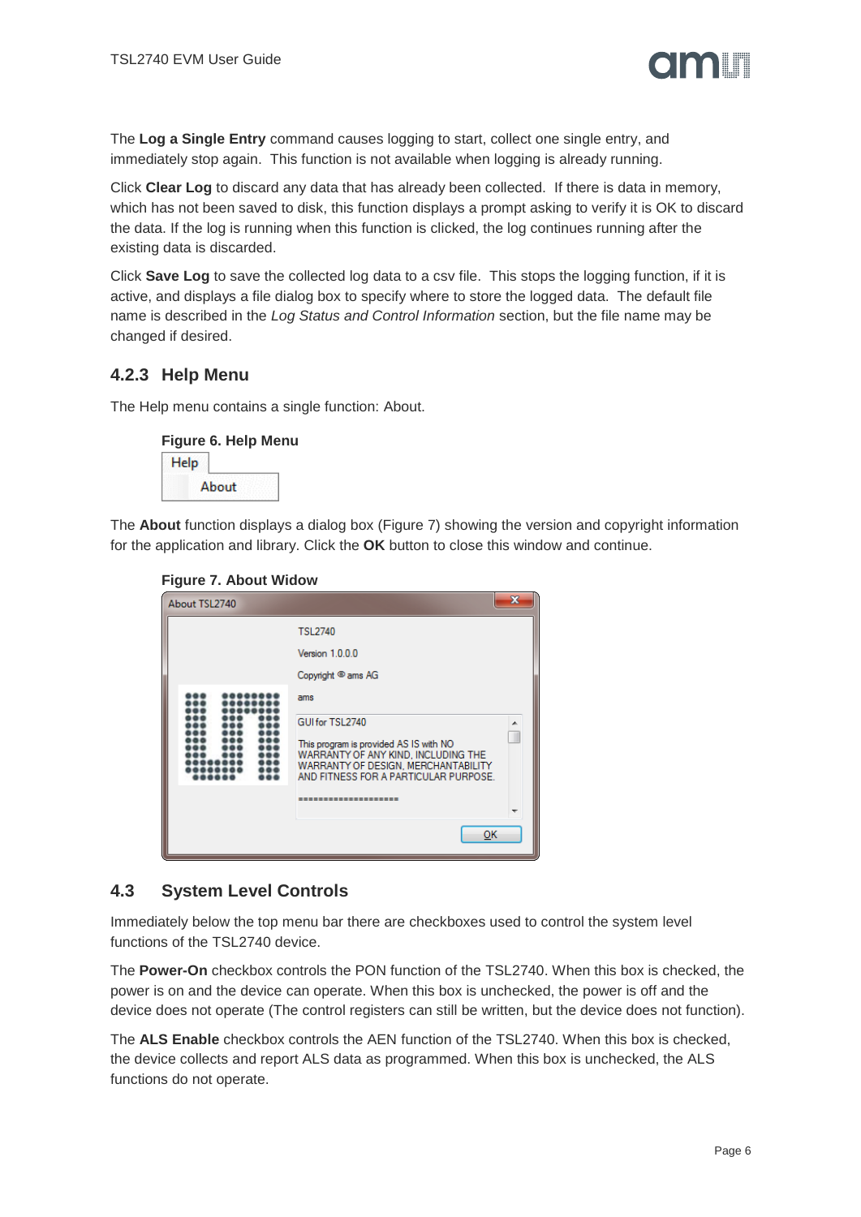The **Log a Single Entry** command causes logging to start, collect one single entry, and immediately stop again. This function is not available when logging is already running.

Click **Clear Log** to discard any data that has already been collected. If there is data in memory, which has not been saved to disk, this function displays a prompt asking to verify it is OK to discard the data. If the log is running when this function is clicked, the log continues running after the existing data is discarded.

Click **Save Log** to save the collected log data to a csv file. This stops the logging function, if it is active, and displays a file dialog box to specify where to store the logged data. The default file name is described in the *Log Status and Control Information* section, but the file name may be changed if desired.

### 4.2.3 Help Menu

The Help menu contains a single function: About.

**Figure 6. Help Menu**

The **About** function displays a dialog box (Figure 7) showing the version and copyright information for the application and library. Click the **OK** button to close this window and continue.

**Figure 7. About Widow**

## 4.3 System Level Controls

Immediately below the top menu bar there are checkboxes used to control the system level functions of the TSL2740 device.

The **Power-On** checkbox controls the PON function of the TSL2740. When this box is checked, the power is on and the device can operate. When this box is unchecked, the power is off and the device does not operate (The control registers can still be written, but the device does not function).

The **ALS Enable** checkbox controls the AEN function of the TSL2740. When this box is checked, the device collects and report ALS data as programmed. When this box is unchecked, the ALS functions do not operate.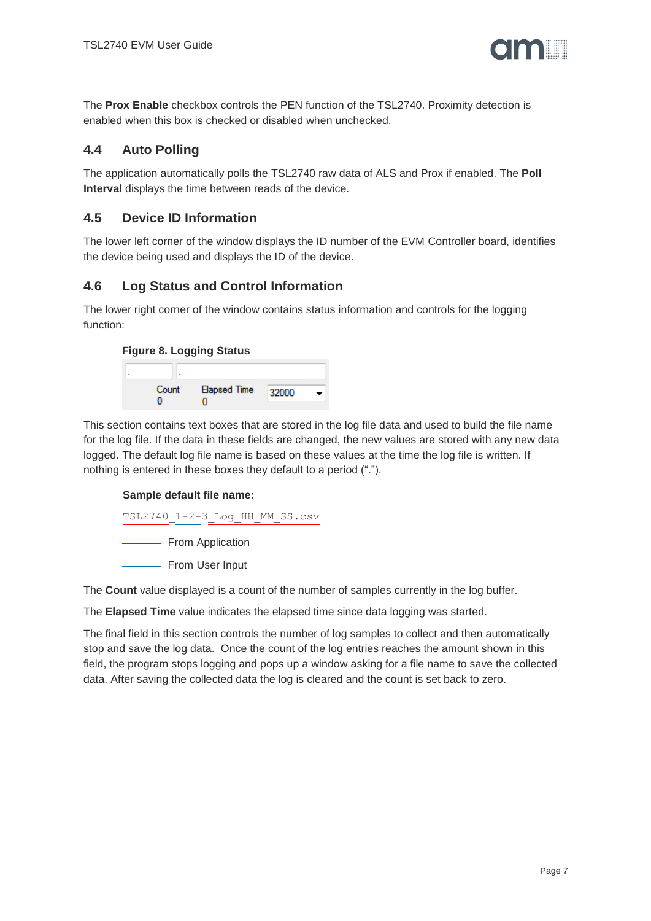The **Prox Enable** checkbox controls the PEN function of the TSL2740. Proximity detection is enabled when this box is checked or disabled when unchecked.

## 4.4 Auto Polling

The application automatically polls the TSL2740 raw data of ALS and Prox if enabled. The **Poll Interval** displays the time between reads of the device.

## 4.5 Device ID Information

The lower left corner of the window displays the ID number of the EVM Controller board, identifies the device being used and displays the ID of the device.

## 4.6 Log Status and Control Information

The lower right corner of the window contains status information and controls for the logging function:

**Figure 8. Logging Status**

This section contains text boxes that are stored in the log file data and used to build the file name for the log file. If the data in these fields are changed, the new values are stored with any new data logged. The default log file name is based on these values at the time the log file is written. If nothing is entered in these boxes they default to a period (".").

**Sample default file name:**

```
TSL2740_1-2-3_Log_HH_MM_SS.csv
```

From Application

From User Input

The **Count** value displayed is a count of the number of samples currently in the log buffer.

The **Elapsed Time** value indicates the elapsed time since data logging was started.

The final field in this section controls the number of log samples to collect and then automatically stop and save the log data. Once the count of the log entries reaches the amount shown in this field, the program stops logging and pops up a window asking for a file name to save the collected data. After saving the collected data the log is cleared and the count is set back to zero.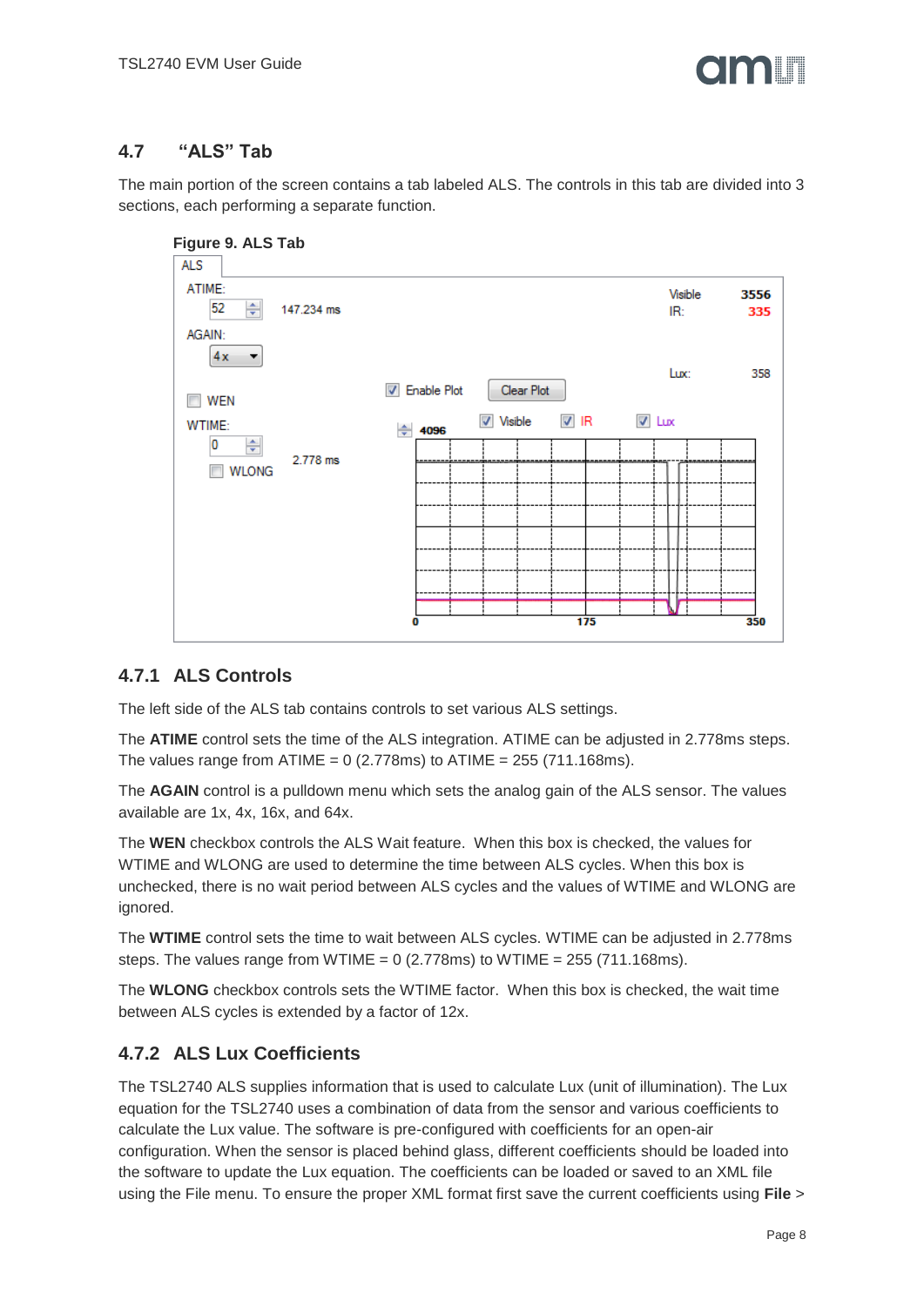## 4.7 "ALS" Tab

The main portion of the screen contains a tab labeled ALS. The controls in this tab are divided into 3 sections, each performing a separate function.

**Figure 9. ALS Tab**

### 4.7.1 ALS Controls

The left side of the ALS tab contains controls to set various ALS settings.

The **ATIME** control sets the time of the ALS integration. ATIME can be adjusted in 2.778ms steps. The values range from ATIME = 0 (2.778ms) to ATIME = 255 (711.168ms).

The **AGAIN** control is a pulldown menu which sets the analog gain of the ALS sensor. The values available are 1x, 4x, 16x, and 64x.

The **WEN** checkbox controls the ALS Wait feature. When this box is checked, the values for WTIME and WLONG are used to determine the time between ALS cycles. When this box is unchecked, there is no wait period between ALS cycles and the values of WTIME and WLONG are ignored.

The **WTIME** control sets the time to wait between ALS cycles. WTIME can be adjusted in 2.778ms steps. The values range from WTIME = 0 (2.778ms) to WTIME = 255 (711.168ms).

The **WLONG** checkbox controls sets the WTIME factor. When this box is checked, the wait time between ALS cycles is extended by a factor of 12x.

### 4.7.2 ALS Lux Coefficients

The TSL2740 ALS supplies information that is used to calculate Lux (unit of illumination). The Lux equation for the TSL2740 uses a combination of data from the sensor and various coefficients to calculate the Lux value. The software is pre-configured with coefficients for an open-air configuration. When the sensor is placed behind glass, different coefficients should be loaded into the software to update the Lux equation. The coefficients can be loaded or saved to an XML file using the File menu. To ensure the proper XML format first save the current coefficients using **File** >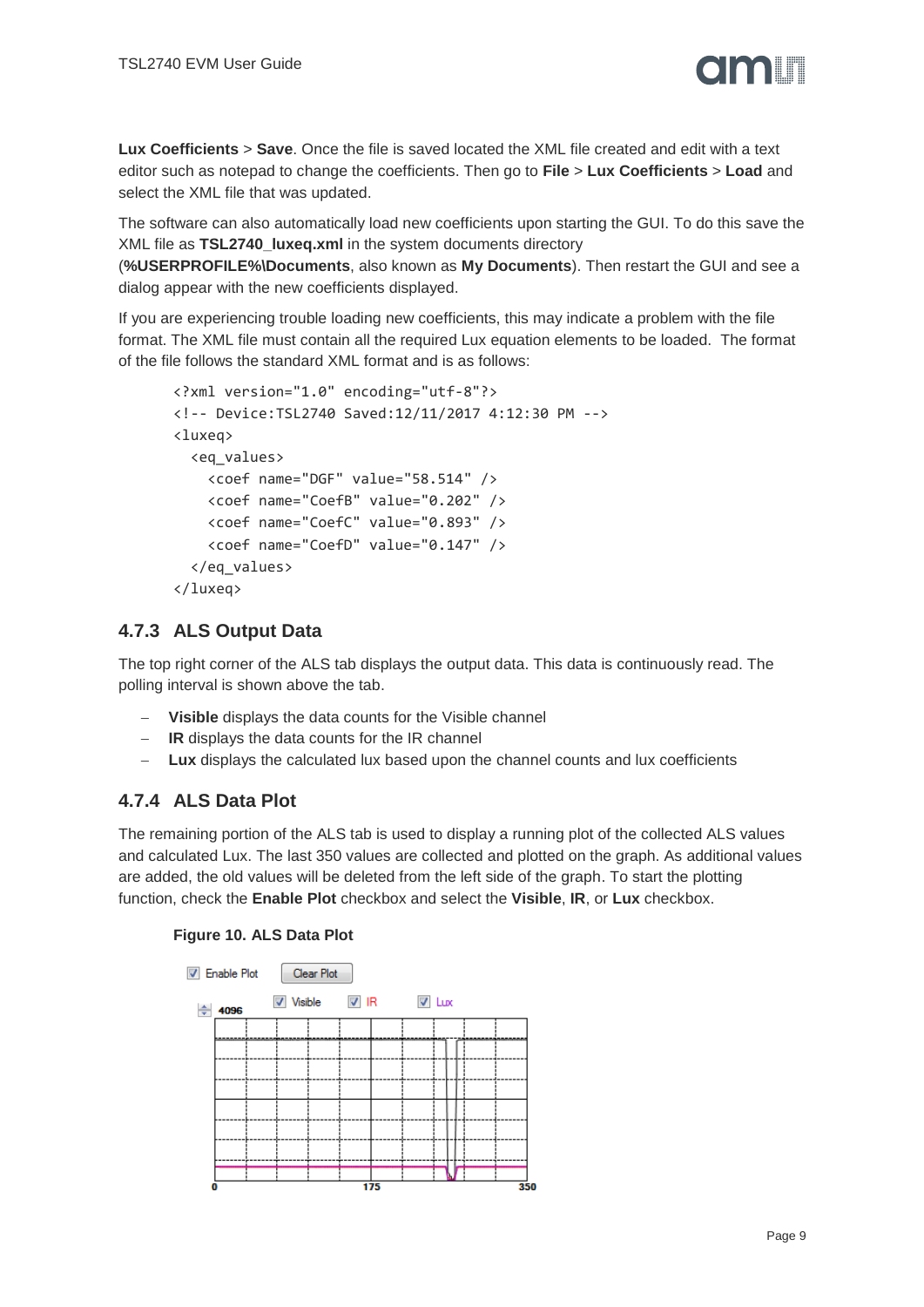**Lux Coefficients** > **Save**. Once the file is saved located the XML file created and edit with a text editor such as notepad to change the coefficients. Then go to **File** > **Lux Coefficients** > **Load** and select the XML file that was updated.

The software can also automatically load new coefficients upon starting the GUI. To do this save the XML file as **TSL2740_luxeq.xml** in the system documents directory (**%USERPROFILE%\Documents**, also known as **My Documents**). Then restart the GUI and see a dialog appear with the new coefficients displayed.

If you are experiencing trouble loading new coefficients, this may indicate a problem with the file format. The XML file must contain all the required Lux equation elements to be loaded. The format of the file follows the standard XML format and is as follows:

```
<?xml version="1.0" encoding="utf-8"?>
<!-- Device:TSL2740 Saved:12/11/2017 4:12:30 PM -->
<luxeq>
  <eq_values>
    <coef name="DGF" value="58.514" />
    <coef name="CoefB" value="0.202" />
    <coef name="CoefC" value="0.893" />
    <coef name="CoefD" value="0.147" />
  </eq_values>
</luxeq>
```

### 4.7.3 ALS Output Data

The top right corner of the ALS tab displays the output data. This data is continuously read. The polling interval is shown above the tab.

- **Visible** displays the data counts for the Visible channel
- **IR** displays the data counts for the IR channel
- **Lux** displays the calculated lux based upon the channel counts and lux coefficients

### 4.7.4 ALS Data Plot

The remaining portion of the ALS tab is used to display a running plot of the collected ALS values and calculated Lux. The last 350 values are collected and plotted on the graph. As additional values are added, the old values will be deleted from the left side of the graph. To start the plotting function, check the **Enable Plot** checkbox and select the **Visible**, **IR**, or **Lux** checkbox.

**Figure 10. ALS Data Plot**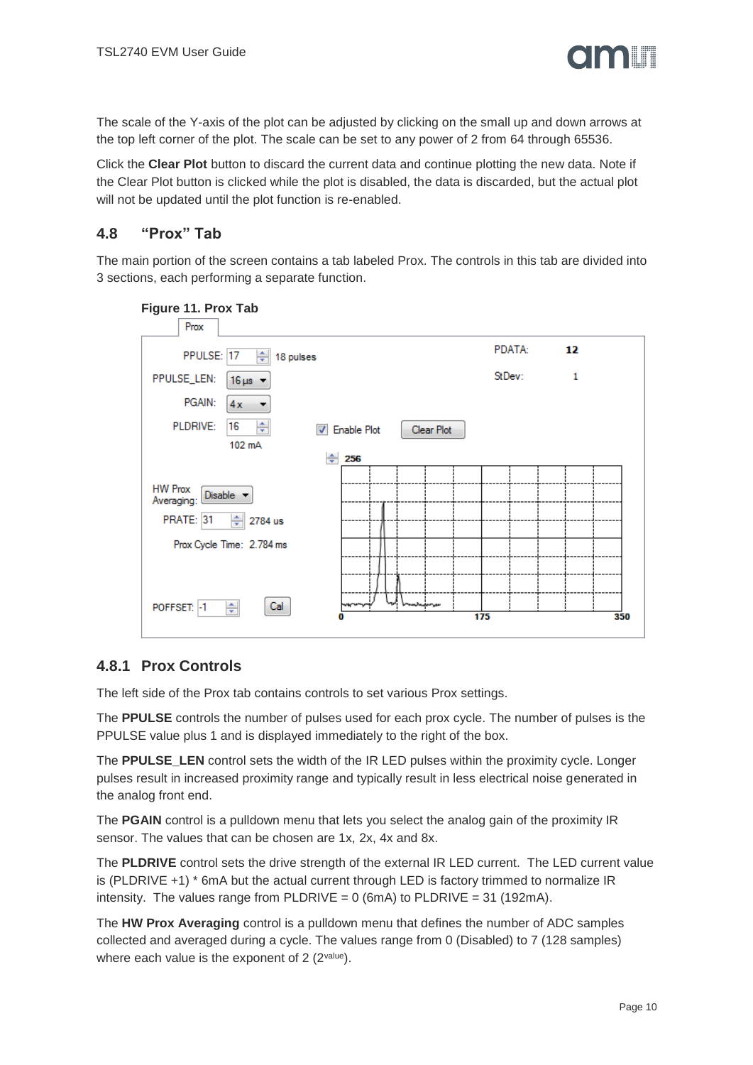The scale of the Y-axis of the plot can be adjusted by clicking on the small up and down arrows at the top left corner of the plot. The scale can be set to any power of 2 from 64 through 65536.

Click the **Clear Plot** button to discard the current data and continue plotting the new data. Note if the Clear Plot button is clicked while the plot is disabled, the data is discarded, but the actual plot will not be updated until the plot function is re-enabled.

## 4.8 "Prox" Tab

The main portion of the screen contains a tab labeled Prox. The controls in this tab are divided into 3 sections, each performing a separate function.

**Figure 11. Prox Tab**

### 4.8.1 Prox Controls

The left side of the Prox tab contains controls to set various Prox settings.

The **PPULSE** controls the number of pulses used for each prox cycle. The number of pulses is the PPULSE value plus 1 and is displayed immediately to the right of the box.

The **PPULSE_LEN** control sets the width of the IR LED pulses within the proximity cycle. Longer pulses result in increased proximity range and typically result in less electrical noise generated in the analog front end.

The **PGAIN** control is a pulldown menu that lets you select the analog gain of the proximity IR sensor. The values that can be chosen are 1x, 2x, 4x and 8x.

The **PLDRIVE** control sets the drive strength of the external IR LED current. The LED current value is (PLDRIVE +1) * 6mA but the actual current through LED is factory trimmed to normalize IR intensity. The values range from PLDRIVE = 0 (6mA) to PLDRIVE = 31 (192mA).

The **HW Prox Averaging** control is a pulldown menu that defines the number of ADC samples collected and averaged during a cycle. The values range from 0 (Disabled) to 7 (128 samples) where each value is the exponent of 2 ($2^{value}$).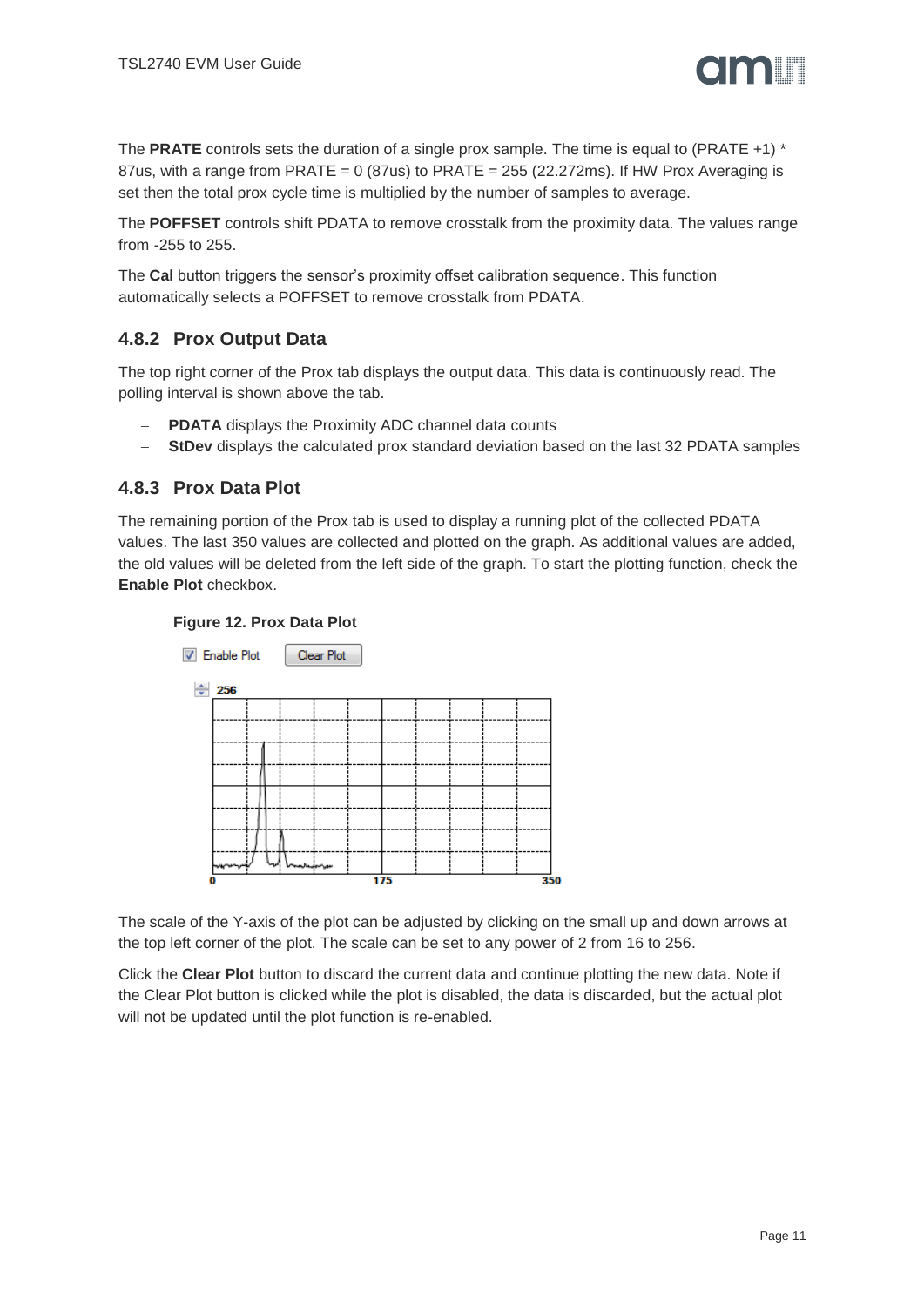The **PRATE** controls sets the duration of a single prox sample. The time is equal to (PRATE +1) * 87us, with a range from PRATE = 0 (87us) to PRATE = 255 (22.272ms). If HW Prox Averaging is set then the total prox cycle time is multiplied by the number of samples to average.

The **POFFSET** controls shift PDATA to remove crosstalk from the proximity data. The values range from -255 to 255.

The **Cal** button triggers the sensor's proximity offset calibration sequence. This function automatically selects a POFFSET to remove crosstalk from PDATA.

### 4.8.2 Prox Output Data

The top right corner of the Prox tab displays the output data. This data is continuously read. The polling interval is shown above the tab.

- **PDATA** displays the Proximity ADC channel data counts
- **StDev** displays the calculated prox standard deviation based on the last 32 PDATA samples

### 4.8.3 Prox Data Plot

The remaining portion of the Prox tab is used to display a running plot of the collected PDATA values. The last 350 values are collected and plotted on the graph. As additional values are added, the old values will be deleted from the left side of the graph. To start the plotting function, check the **Enable Plot** checkbox.

**Figure 12. Prox Data Plot**

The scale of the Y-axis of the plot can be adjusted by clicking on the small up and down arrows at the top left corner of the plot. The scale can be set to any power of 2 from 16 to 256.

Click the **Clear Plot** button to discard the current data and continue plotting the new data. Note if the Clear Plot button is clicked while the plot is disabled, the data is discarded, but the actual plot will not be updated until the plot function is re-enabled.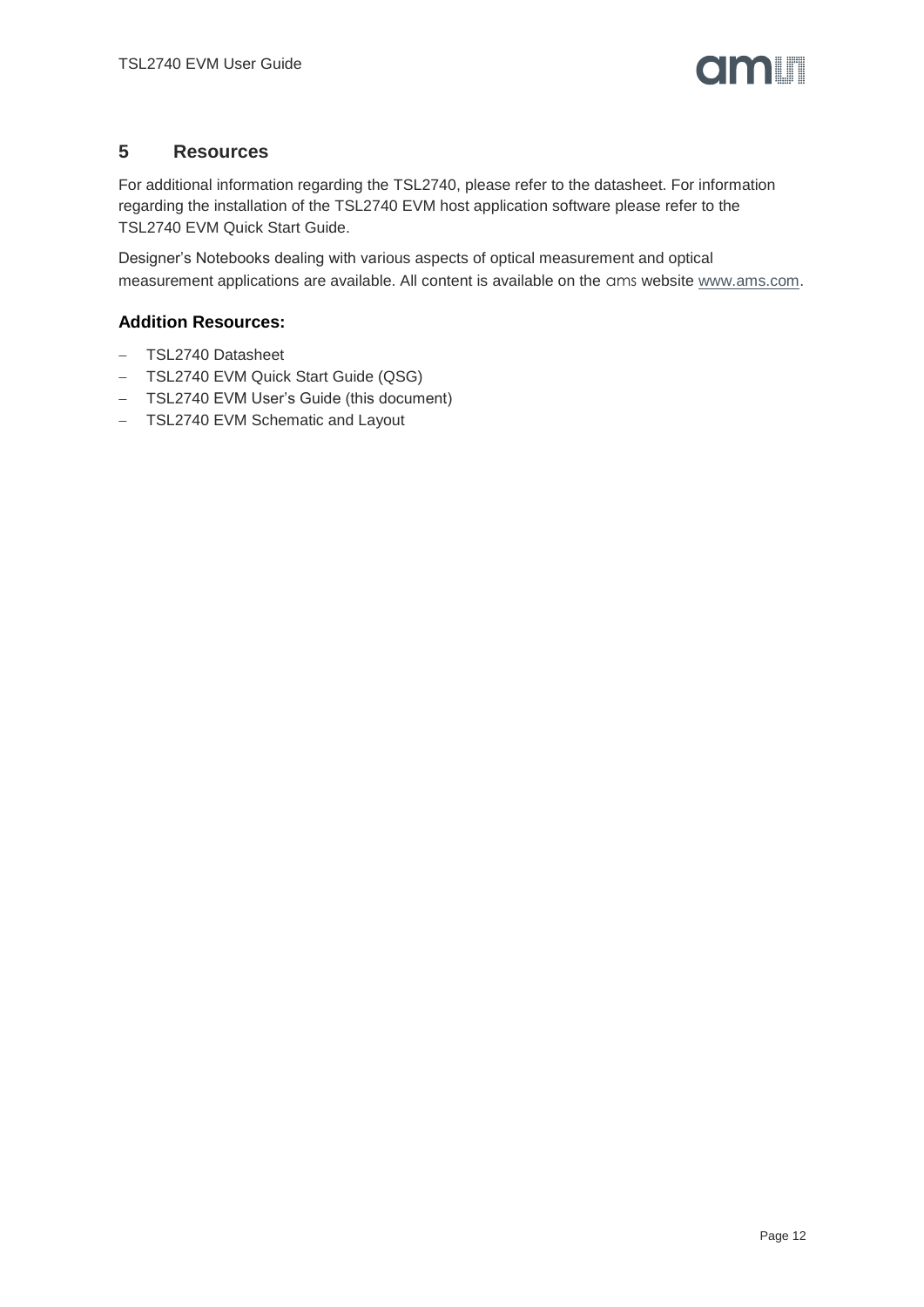## 5 Resources

For additional information regarding the TSL2740, please refer to the datasheet. For information regarding the installation of the TSL2740 EVM host application software please refer to the TSL2740 EVM Quick Start Guide.

Designer's Notebooks dealing with various aspects of optical measurement and optical measurement applications are available. All content is available on the ams website www.ams.com.

### Addition Resources:

- TSL2740 Datasheet
- TSL2740 EVM Quick Start Guide (QSG)
- TSL2740 EVM User's Guide (this document)
- TSL2740 EVM Schematic and Layout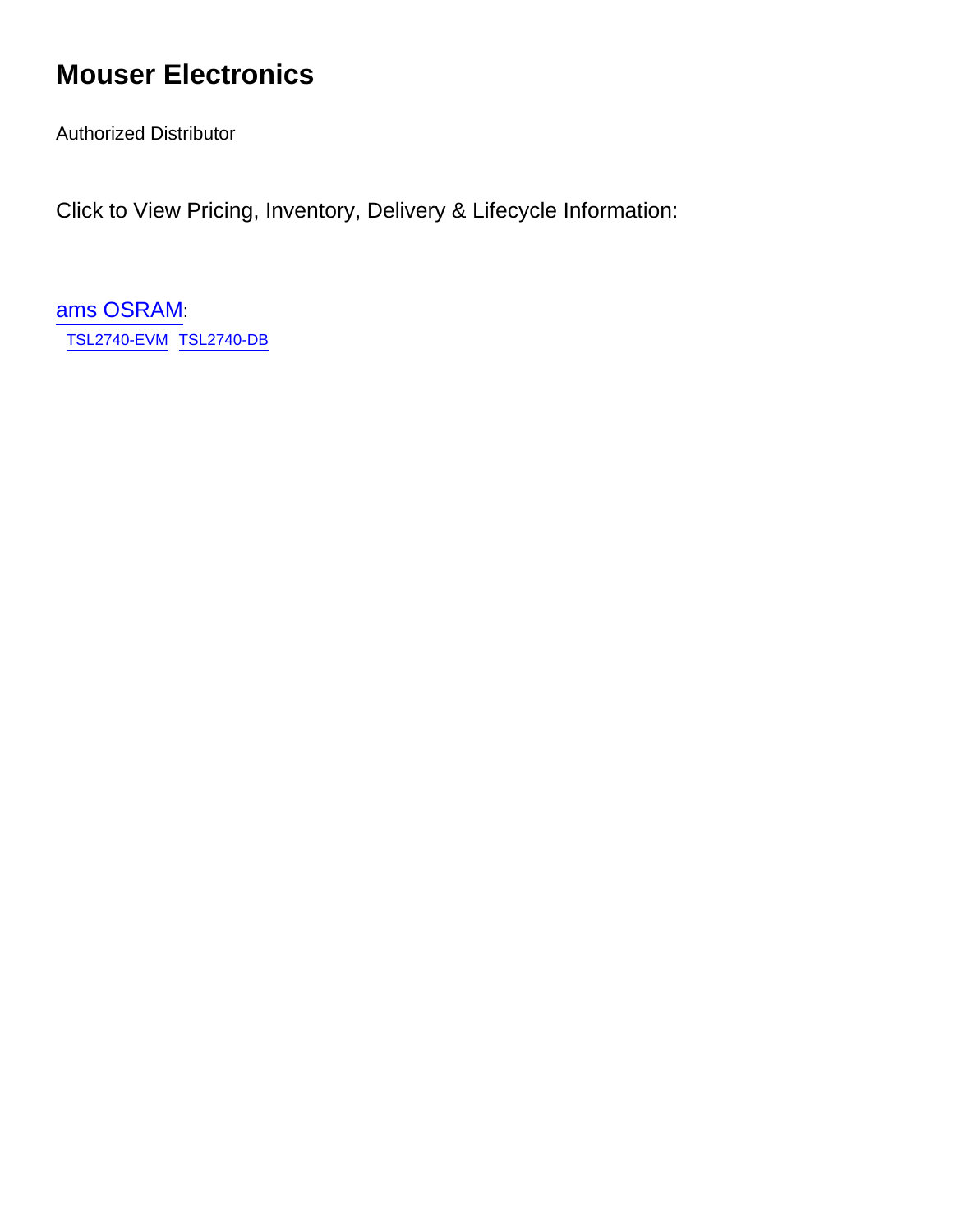# Mouser Electronics

Authorized Distributor

Click to View Pricing, Inventory, Delivery & Lifecycle Information:

ams OSRAM:

TSL2740-EVM TSL2740-DB